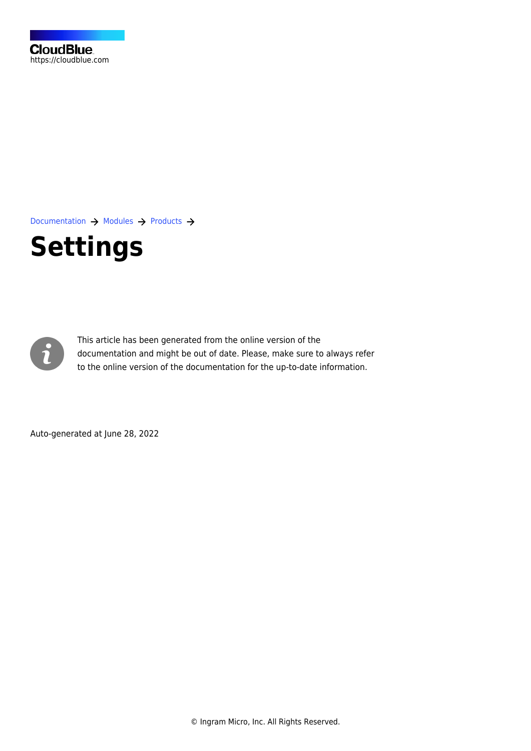CloudBlue
https://cloudblue.com

Documentation → Modules → Products →

# Settings

This article has been generated from the online version of the documentation and might be out of date. Please, make sure to always refer to the online version of the documentation for the up-to-date information.

Auto-generated at June 28, 2022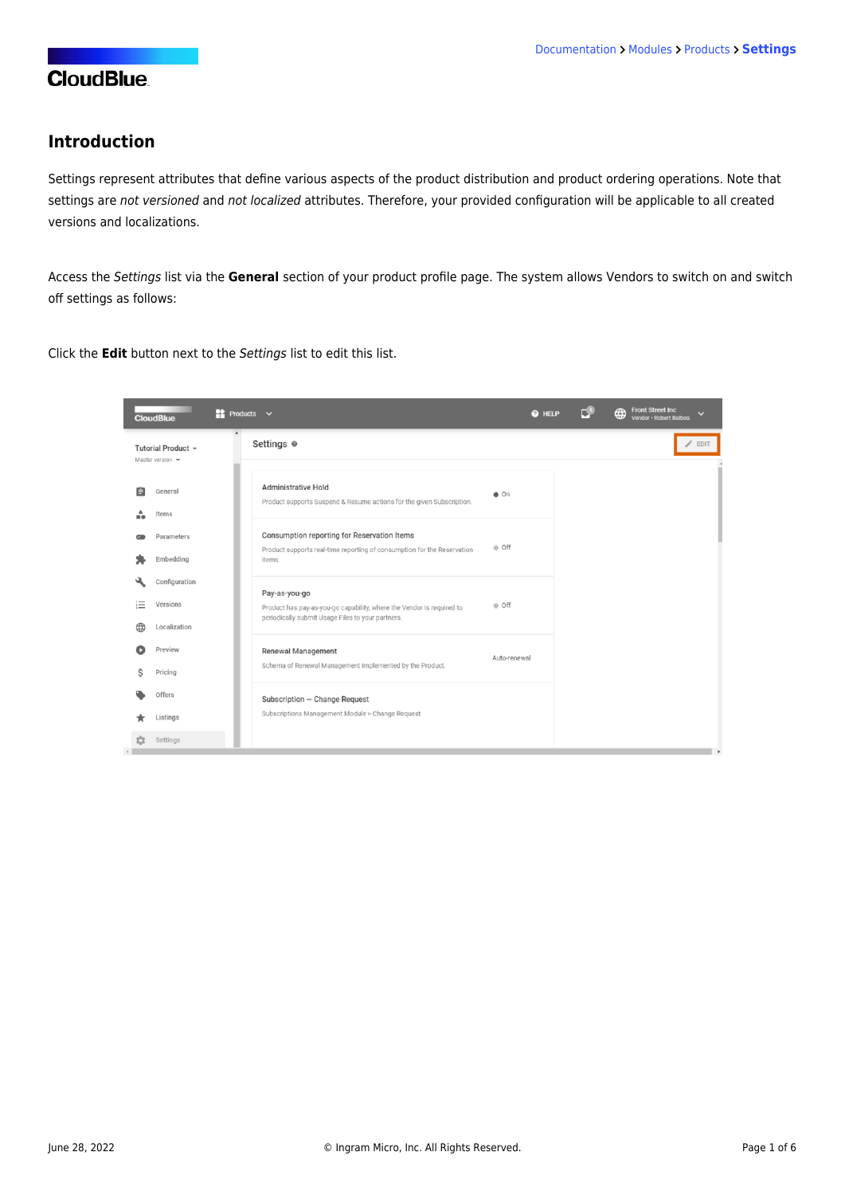## Introduction

Settings represent attributes that define various aspects of the product distribution and product ordering operations. Note that settings are *not versioned* and *not localized* attributes. Therefore, your provided configuration will be applicable to all created versions and localizations.

Access the *Settings* list via the **General** section of your product profile page. The system allows Vendors to switch on and switch off settings as follows:

Click the **Edit** button next to the *Settings* list to edit this list.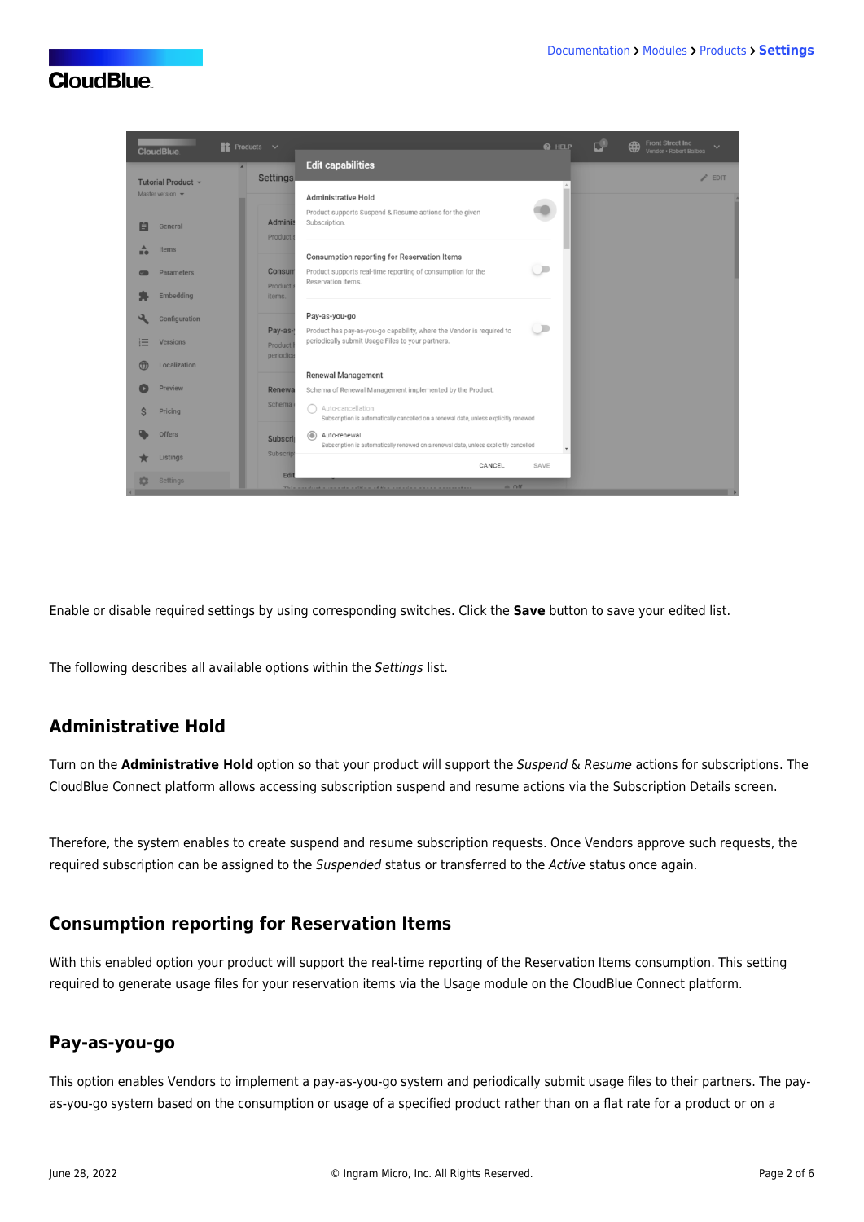Enable or disable required settings by using corresponding switches. Click the **Save** button to save your edited list.

The following describes all available options within the *Settings* list.

## Administrative Hold

Turn on the **Administrative Hold** option so that your product will support the *Suspend* & *Resume* actions for subscriptions. The CloudBlue Connect platform allows accessing subscription suspend and resume actions via the Subscription Details screen.

Therefore, the system enables to create suspend and resume subscription requests. Once Vendors approve such requests, the required subscription can be assigned to the *Suspended* status or transferred to the *Active* status once again.

## Consumption reporting for Reservation Items

With this enabled option your product will support the real-time reporting of the Reservation Items consumption. This setting required to generate usage files for your reservation items via the Usage module on the CloudBlue Connect platform.

## Pay-as-you-go

This option enables Vendors to implement a pay-as-you-go system and periodically submit usage files to their partners. The pay-as-you-go system based on the consumption or usage of a specified product rather than on a flat rate for a product or on a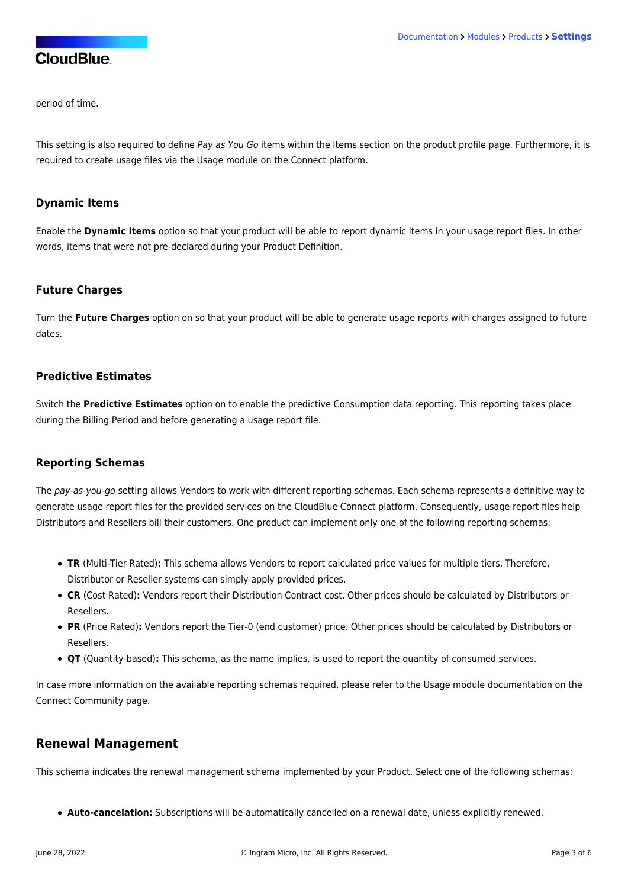period of time.

This setting is also required to define *Pay as You Go* items within the Items section on the product profile page. Furthermore, it is required to create usage files via the Usage module on the Connect platform.

### Dynamic Items

Enable the **Dynamic Items** option so that your product will be able to report dynamic items in your usage report files. In other words, items that were not pre-declared during your Product Definition.

### Future Charges

Turn the **Future Charges** option on so that your product will be able to generate usage reports with charges assigned to future dates.

### Predictive Estimates

Switch the **Predictive Estimates** option on to enable the predictive Consumption data reporting. This reporting takes place during the Billing Period and before generating a usage report file.

### Reporting Schemas

The *pay-as-you-go* setting allows Vendors to work with different reporting schemas. Each schema represents a definitive way to generate usage report files for the provided services on the CloudBlue Connect platform. Consequently, usage report files help Distributors and Resellers bill their customers. One product can implement only one of the following reporting schemas:

- **TR** (Multi-Tier Rated)**:** This schema allows Vendors to report calculated price values for multiple tiers. Therefore, Distributor or Reseller systems can simply apply provided prices.
- **CR** (Cost Rated)**:** Vendors report their Distribution Contract cost. Other prices should be calculated by Distributors or Resellers.
- **PR** (Price Rated)**:** Vendors report the Tier-0 (end customer) price. Other prices should be calculated by Distributors or Resellers.
- **QT** (Quantity-based)**:** This schema, as the name implies, is used to report the quantity of consumed services.

In case more information on the available reporting schemas required, please refer to the Usage module documentation on the Connect Community page.

## Renewal Management

This schema indicates the renewal management schema implemented by your Product. Select one of the following schemas:

- **Auto-cancelation:** Subscriptions will be automatically cancelled on a renewal date, unless explicitly renewed.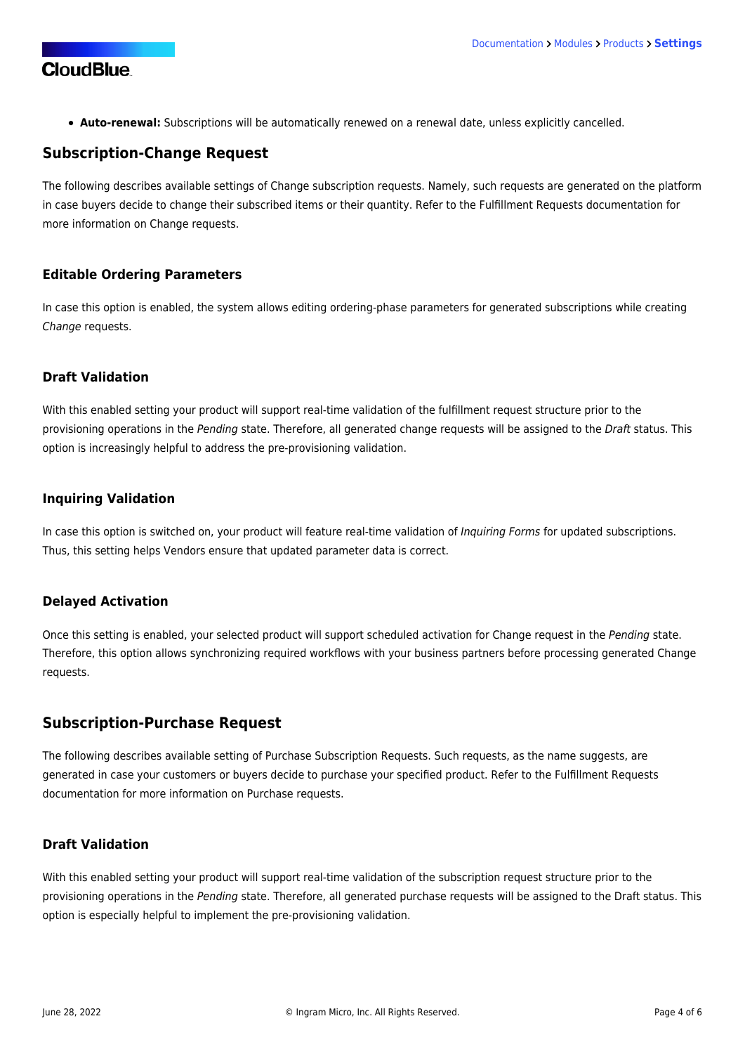- **Auto-renewal:** Subscriptions will be automatically renewed on a renewal date, unless explicitly cancelled.

## Subscription-Change Request

The following describes available settings of Change subscription requests. Namely, such requests are generated on the platform in case buyers decide to change their subscribed items or their quantity. Refer to the Fulfillment Requests documentation for more information on Change requests.

### Editable Ordering Parameters

In case this option is enabled, the system allows editing ordering-phase parameters for generated subscriptions while creating *Change* requests.

### Draft Validation

With this enabled setting your product will support real-time validation of the fulfillment request structure prior to the provisioning operations in the *Pending* state. Therefore, all generated change requests will be assigned to the *Draft* status. This option is increasingly helpful to address the pre-provisioning validation.

### Inquiring Validation

In case this option is switched on, your product will feature real-time validation of *Inquiring Forms* for updated subscriptions. Thus, this setting helps Vendors ensure that updated parameter data is correct.

### Delayed Activation

Once this setting is enabled, your selected product will support scheduled activation for Change request in the *Pending* state. Therefore, this option allows synchronizing required workflows with your business partners before processing generated Change requests.

## Subscription-Purchase Request

The following describes available setting of Purchase Subscription Requests. Such requests, as the name suggests, are generated in case your customers or buyers decide to purchase your specified product. Refer to the Fulfillment Requests documentation for more information on Purchase requests.

### Draft Validation

With this enabled setting your product will support real-time validation of the subscription request structure prior to the provisioning operations in the *Pending* state. Therefore, all generated purchase requests will be assigned to the Draft status. This option is especially helpful to implement the pre-provisioning validation.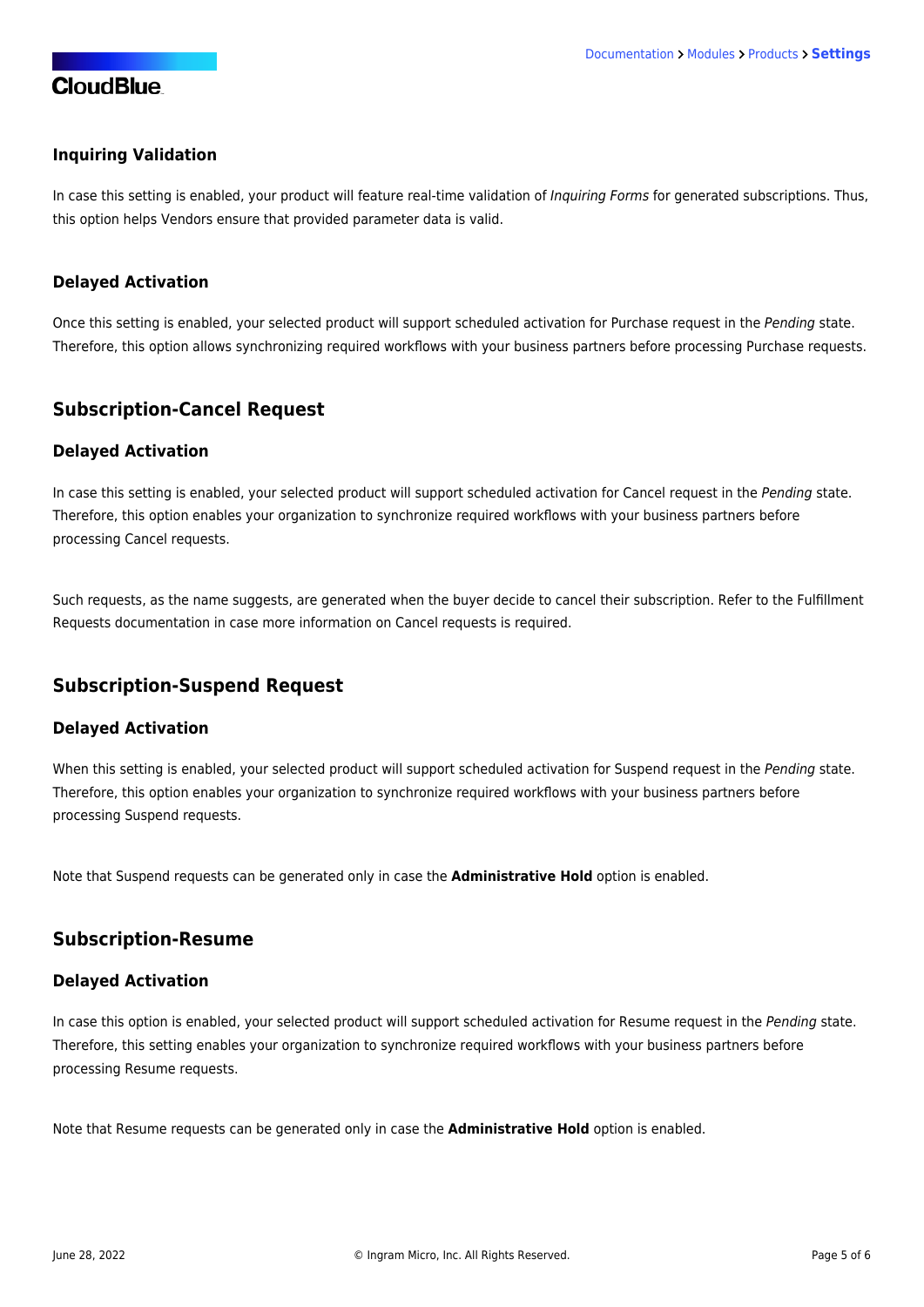### Inquiring Validation

In case this setting is enabled, your product will feature real-time validation of *Inquiring Forms* for generated subscriptions. Thus, this option helps Vendors ensure that provided parameter data is valid.

### Delayed Activation

Once this setting is enabled, your selected product will support scheduled activation for Purchase request in the *Pending* state. Therefore, this option allows synchronizing required workflows with your business partners before processing Purchase requests.

## Subscription-Cancel Request

### Delayed Activation

In case this setting is enabled, your selected product will support scheduled activation for Cancel request in the *Pending* state. Therefore, this option enables your organization to synchronize required workflows with your business partners before processing Cancel requests.

Such requests, as the name suggests, are generated when the buyer decide to cancel their subscription. Refer to the Fulfillment Requests documentation in case more information on Cancel requests is required.

## Subscription-Suspend Request

### Delayed Activation

When this setting is enabled, your selected product will support scheduled activation for Suspend request in the *Pending* state. Therefore, this option enables your organization to synchronize required workflows with your business partners before processing Suspend requests.

Note that Suspend requests can be generated only in case the **Administrative Hold** option is enabled.

## Subscription-Resume

### Delayed Activation

In case this option is enabled, your selected product will support scheduled activation for Resume request in the *Pending* state. Therefore, this setting enables your organization to synchronize required workflows with your business partners before processing Resume requests.

Note that Resume requests can be generated only in case the **Administrative Hold** option is enabled.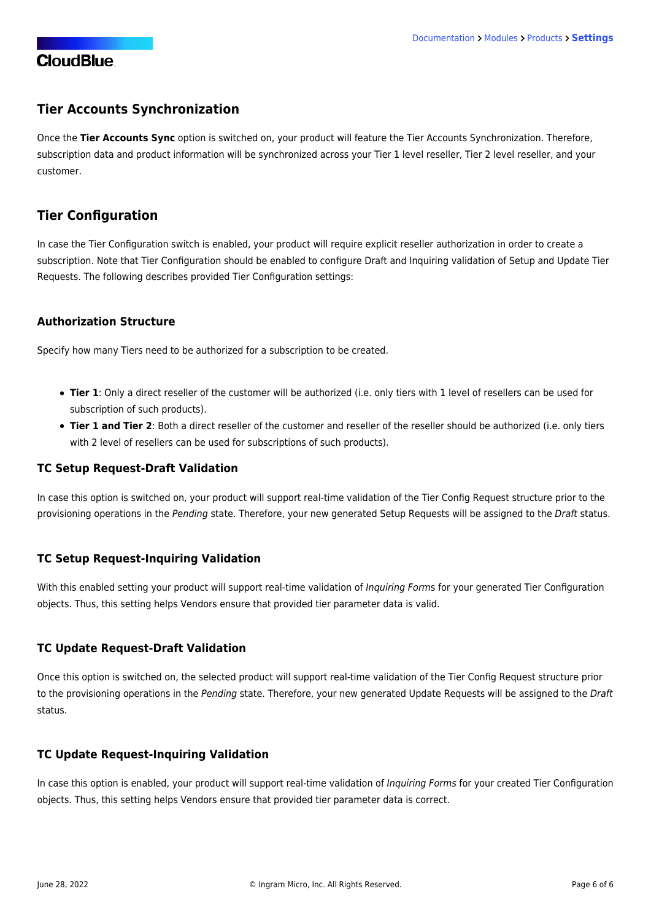## Tier Accounts Synchronization

Once the **Tier Accounts Sync** option is switched on, your product will feature the Tier Accounts Synchronization. Therefore, subscription data and product information will be synchronized across your Tier 1 level reseller, Tier 2 level reseller, and your customer.

## Tier Configuration

In case the Tier Configuration switch is enabled, your product will require explicit reseller authorization in order to create a subscription. Note that Tier Configuration should be enabled to configure Draft and Inquiring validation of Setup and Update Tier Requests. The following describes provided Tier Configuration settings:

### Authorization Structure

Specify how many Tiers need to be authorized for a subscription to be created.

- **Tier 1**: Only a direct reseller of the customer will be authorized (i.e. only tiers with 1 level of resellers can be used for subscription of such products).
- **Tier 1 and Tier 2**: Both a direct reseller of the customer and reseller of the reseller should be authorized (i.e. only tiers with 2 level of resellers can be used for subscriptions of such products).

### TC Setup Request-Draft Validation

In case this option is switched on, your product will support real-time validation of the Tier Config Request structure prior to the provisioning operations in the *Pending* state. Therefore, your new generated Setup Requests will be assigned to the *Draft* status.

### TC Setup Request-Inquiring Validation

With this enabled setting your product will support real-time validation of *Inquiring Form*s for your generated Tier Configuration objects. Thus, this setting helps Vendors ensure that provided tier parameter data is valid.

### TC Update Request-Draft Validation

Once this option is switched on, the selected product will support real-time validation of the Tier Config Request structure prior to the provisioning operations in the *Pending* state. Therefore, your new generated Update Requests will be assigned to the *Draft* status.

### TC Update Request-Inquiring Validation

In case this option is enabled, your product will support real-time validation of *Inquiring Forms* for your created Tier Configuration objects. Thus, this setting helps Vendors ensure that provided tier parameter data is correct.